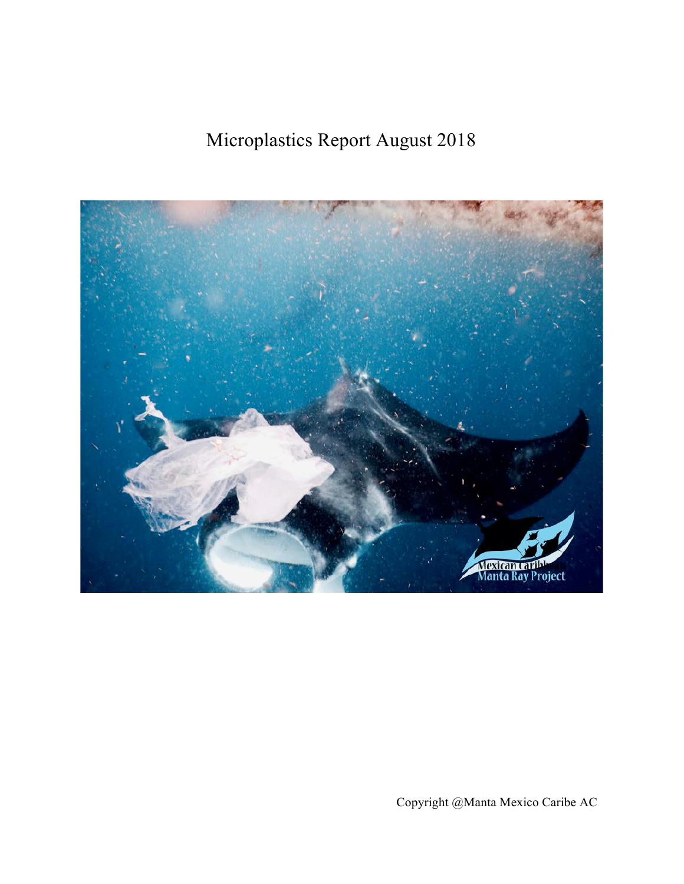# Microplastics Report August 2018

Copyright @Manta Mexico Caribe AC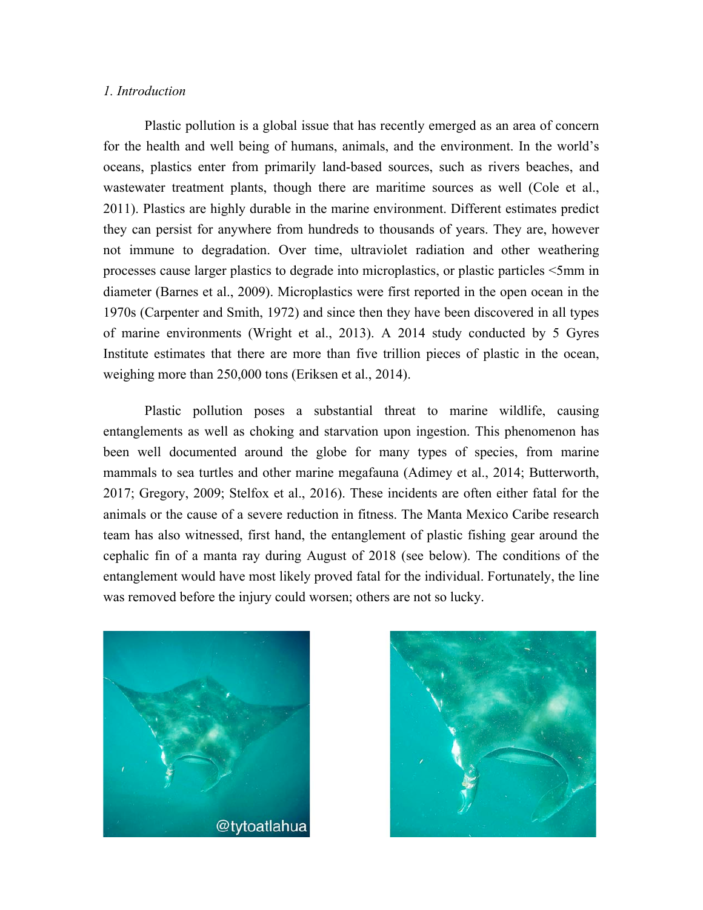*1. Introduction*

Plastic pollution is a global issue that has recently emerged as an area of concern for the health and well being of humans, animals, and the environment. In the world's oceans, plastics enter from primarily land-based sources, such as rivers beaches, and wastewater treatment plants, though there are maritime sources as well (Cole et al., 2011). Plastics are highly durable in the marine environment. Different estimates predict they can persist for anywhere from hundreds to thousands of years. They are, however not immune to degradation. Over time, ultraviolet radiation and other weathering processes cause larger plastics to degrade into microplastics, or plastic particles <5mm in diameter (Barnes et al., 2009). Microplastics were first reported in the open ocean in the 1970s (Carpenter and Smith, 1972) and since then they have been discovered in all types of marine environments (Wright et al., 2013). A 2014 study conducted by 5 Gyres Institute estimates that there are more than five trillion pieces of plastic in the ocean, weighing more than 250,000 tons (Eriksen et al., 2014).

Plastic pollution poses a substantial threat to marine wildlife, causing entanglements as well as choking and starvation upon ingestion. This phenomenon has been well documented around the globe for many types of species, from marine mammals to sea turtles and other marine megafauna (Adimey et al., 2014; Butterworth, 2017; Gregory, 2009; Stelfox et al., 2016). These incidents are often either fatal for the animals or the cause of a severe reduction in fitness. The Manta Mexico Caribe research team has also witnessed, first hand, the entanglement of plastic fishing gear around the cephalic fin of a manta ray during August of 2018 (see below). The conditions of the entanglement would have most likely proved fatal for the individual. Fortunately, the line was removed before the injury could worsen; others are not so lucky.

@tytoatlahua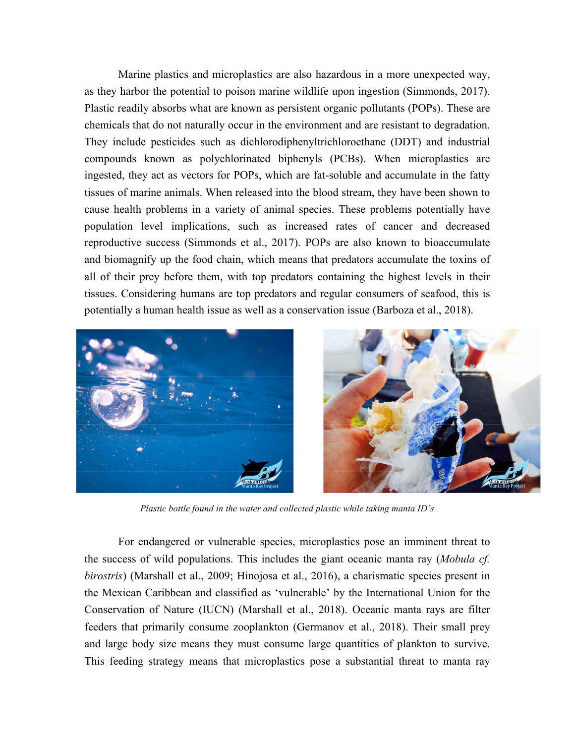Marine plastics and microplastics are also hazardous in a more unexpected way, as they harbor the potential to poison marine wildlife upon ingestion (Simmonds, 2017). Plastic readily absorbs what are known as persistent organic pollutants (POPs). These are chemicals that do not naturally occur in the environment and are resistant to degradation. They include pesticides such as dichlorodiphenyltrichloroethane (DDT) and industrial compounds known as polychlorinated biphenyls (PCBs). When microplastics are ingested, they act as vectors for POPs, which are fat-soluble and accumulate in the fatty tissues of marine animals. When released into the blood stream, they have been shown to cause health problems in a variety of animal species. These problems potentially have population level implications, such as increased rates of cancer and decreased reproductive success (Simmonds et al., 2017). POPs are also known to bioaccumulate and biomagnify up the food chain, which means that predators accumulate the toxins of all of their prey before them, with top predators containing the highest levels in their tissues. Considering humans are top predators and regular consumers of seafood, this is potentially a human health issue as well as a conservation issue (Barboza et al., 2018).

*Plastic bottle found in the water and collected plastic while taking manta ID´s*

For endangered or vulnerable species, microplastics pose an imminent threat to the success of wild populations. This includes the giant oceanic manta ray (*Mobula cf. birostris*) (Marshall et al., 2009; Hinojosa et al., 2016), a charismatic species present in the Mexican Caribbean and classified as 'vulnerable' by the International Union for the Conservation of Nature (IUCN) (Marshall et al., 2018). Oceanic manta rays are filter feeders that primarily consume zooplankton (Germanov et al., 2018). Their small prey and large body size means they must consume large quantities of plankton to survive. This feeding strategy means that microplastics pose a substantial threat to manta ray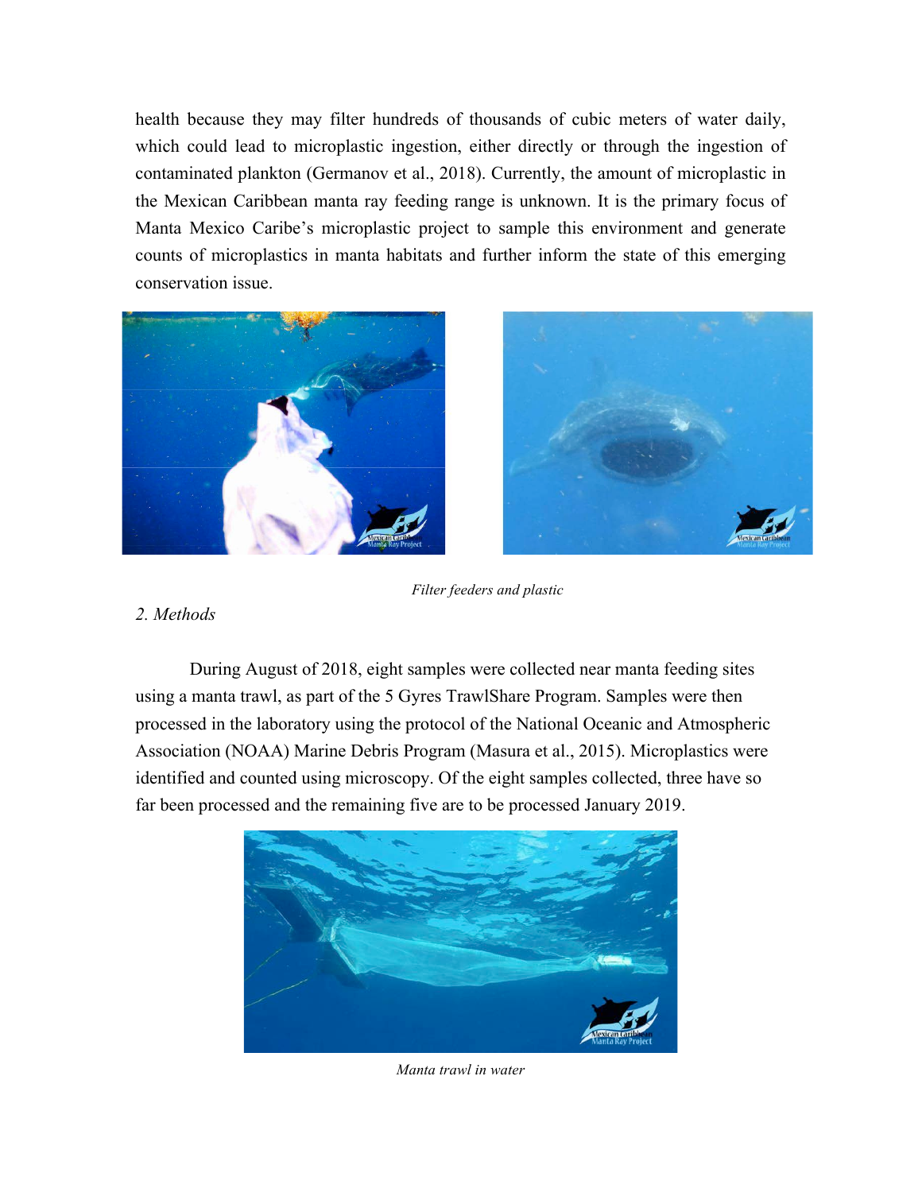health because they may filter hundreds of thousands of cubic meters of water daily, which could lead to microplastic ingestion, either directly or through the ingestion of contaminated plankton (Germanov et al., 2018). Currently, the amount of microplastic in the Mexican Caribbean manta ray feeding range is unknown. It is the primary focus of Manta Mexico Caribe's microplastic project to sample this environment and generate counts of microplastics in manta habitats and further inform the state of this emerging conservation issue.

*Filter feeders and plastic*

## *2. Methods*

During August of 2018, eight samples were collected near manta feeding sites using a manta trawl, as part of the 5 Gyres TrawlShare Program. Samples were then processed in the laboratory using the protocol of the National Oceanic and Atmospheric Association (NOAA) Marine Debris Program (Masura et al., 2015). Microplastics were identified and counted using microscopy. Of the eight samples collected, three have so far been processed and the remaining five are to be processed January 2019.

*Manta trawl in water*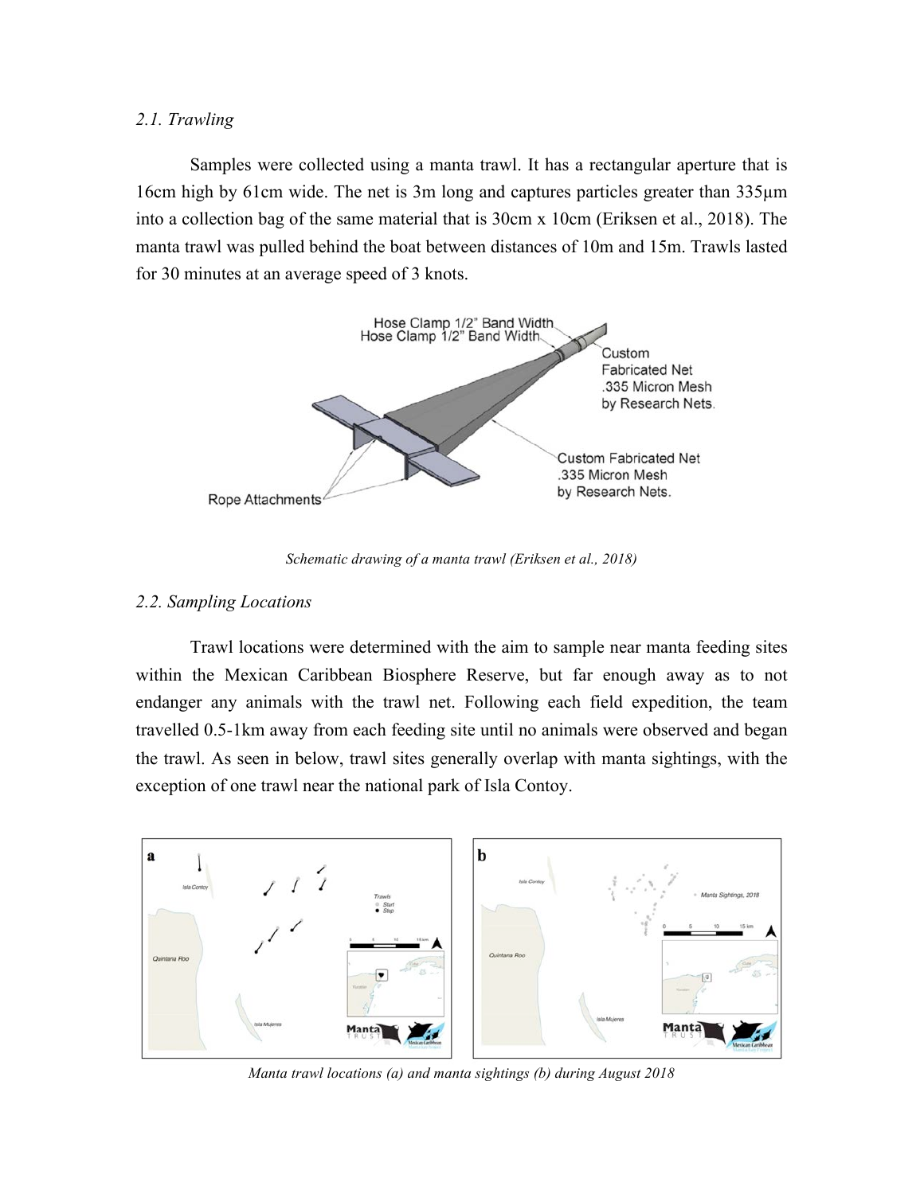### *2.1. Trawling*

Samples were collected using a manta trawl. It has a rectangular aperture that is 16cm high by 61cm wide. The net is 3m long and captures particles greater than 335µm into a collection bag of the same material that is 30cm x 10cm (Eriksen et al., 2018). The manta trawl was pulled behind the boat between distances of 10m and 15m. Trawls lasted for 30 minutes at an average speed of 3 knots.

*Schematic drawing of a manta trawl (Eriksen et al., 2018)*

### *2.2. Sampling Locations*

Trawl locations were determined with the aim to sample near manta feeding sites within the Mexican Caribbean Biosphere Reserve, but far enough away as to not endanger any animals with the trawl net. Following each field expedition, the team travelled 0.5-1km away from each feeding site until no animals were observed and began the trawl. As seen in below, trawl sites generally overlap with manta sightings, with the exception of one trawl near the national park of Isla Contoy.

*Manta trawl locations (a) and manta sightings (b) during August 2018*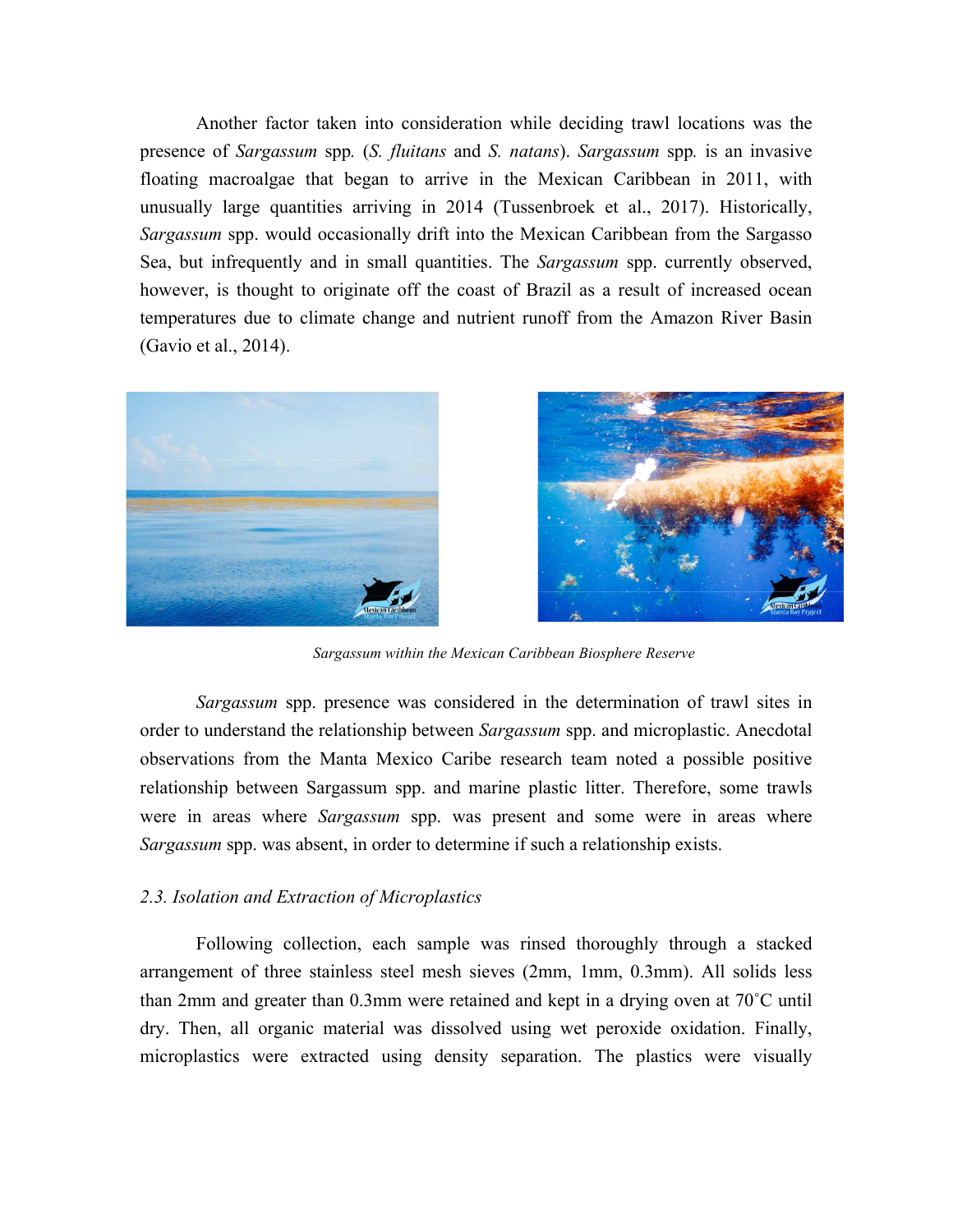Another factor taken into consideration while deciding trawl locations was the presence of *Sargassum* spp*.* (*S. fluitans* and *S. natans*). *Sargassum* spp*.* is an invasive floating macroalgae that began to arrive in the Mexican Caribbean in 2011, with unusually large quantities arriving in 2014 (Tussenbroek et al., 2017). Historically, *Sargassum* spp. would occasionally drift into the Mexican Caribbean from the Sargasso Sea, but infrequently and in small quantities. The *Sargassum* spp. currently observed, however, is thought to originate off the coast of Brazil as a result of increased ocean temperatures due to climate change and nutrient runoff from the Amazon River Basin (Gavio et al., 2014).

*Sargassum within the Mexican Caribbean Biosphere Reserve*

*Sargassum* spp. presence was considered in the determination of trawl sites in order to understand the relationship between *Sargassum* spp. and microplastic. Anecdotal observations from the Manta Mexico Caribe research team noted a possible positive relationship between Sargassum spp. and marine plastic litter. Therefore, some trawls were in areas where *Sargassum* spp. was present and some were in areas where *Sargassum* spp. was absent, in order to determine if such a relationship exists.

### *2.3. Isolation and Extraction of Microplastics*

Following collection, each sample was rinsed thoroughly through a stacked arrangement of three stainless steel mesh sieves (2mm, 1mm, 0.3mm). All solids less than 2mm and greater than 0.3mm were retained and kept in a drying oven at 70˚C until dry. Then, all organic material was dissolved using wet peroxide oxidation. Finally, microplastics were extracted using density separation. The plastics were visually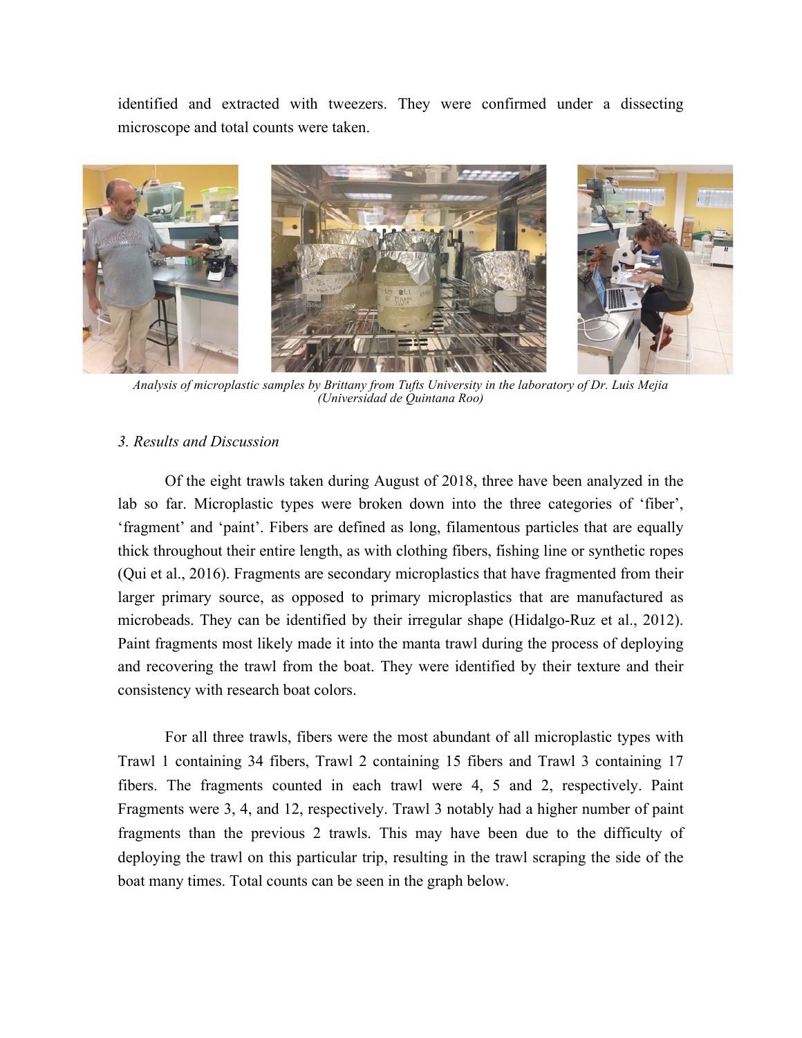identified and extracted with tweezers. They were confirmed under a dissecting microscope and total counts were taken.

*Analysis of microplastic samples by Brittany from Tufts University in the laboratory of Dr. Luis Mejia (Universidad de Quintana Roo)*

### *3. Results and Discussion*

Of the eight trawls taken during August of 2018, three have been analyzed in the lab so far. Microplastic types were broken down into the three categories of 'fiber', 'fragment' and 'paint'. Fibers are defined as long, filamentous particles that are equally thick throughout their entire length, as with clothing fibers, fishing line or synthetic ropes (Qui et al., 2016). Fragments are secondary microplastics that have fragmented from their larger primary source, as opposed to primary microplastics that are manufactured as microbeads. They can be identified by their irregular shape (Hidalgo-Ruz et al., 2012). Paint fragments most likely made it into the manta trawl during the process of deploying and recovering the trawl from the boat. They were identified by their texture and their consistency with research boat colors.

For all three trawls, fibers were the most abundant of all microplastic types with Trawl 1 containing 34 fibers, Trawl 2 containing 15 fibers and Trawl 3 containing 17 fibers. The fragments counted in each trawl were 4, 5 and 2, respectively. Paint Fragments were 3, 4, and 12, respectively. Trawl 3 notably had a higher number of paint fragments than the previous 2 trawls. This may have been due to the difficulty of deploying the trawl on this particular trip, resulting in the trawl scraping the side of the boat many times. Total counts can be seen in the graph below.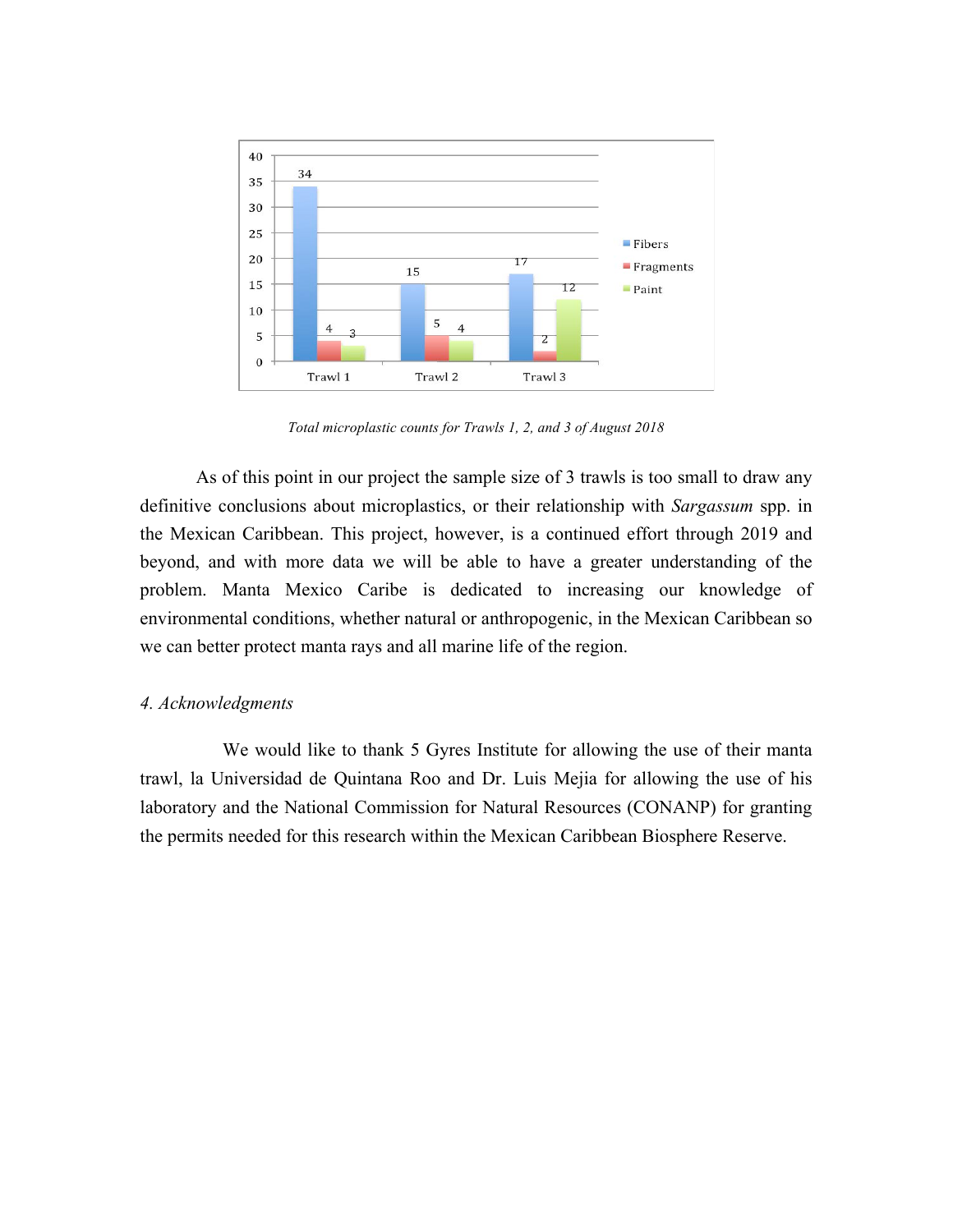| | Fibers | Fragments | Paint |
| --- | --- | --- | --- |
| Trawl 1 | 34 | 4 | 3 |
| Trawl 2 | 15 | 5 | 4 |
| Trawl 3 | 17 | 2 | 12 |

*Total microplastic counts for Trawls 1, 2, and 3 of August 2018*

As of this point in our project the sample size of 3 trawls is too small to draw any definitive conclusions about microplastics, or their relationship with *Sargassum* spp. in the Mexican Caribbean. This project, however, is a continued effort through 2019 and beyond, and with more data we will be able to have a greater understanding of the problem. Manta Mexico Caribe is dedicated to increasing our knowledge of environmental conditions, whether natural or anthropogenic, in the Mexican Caribbean so we can better protect manta rays and all marine life of the region.

## *4. Acknowledgments*

We would like to thank 5 Gyres Institute for allowing the use of their manta trawl, la Universidad de Quintana Roo and Dr. Luis Mejia for allowing the use of his laboratory and the National Commission for Natural Resources (CONANP) for granting the permits needed for this research within the Mexican Caribbean Biosphere Reserve.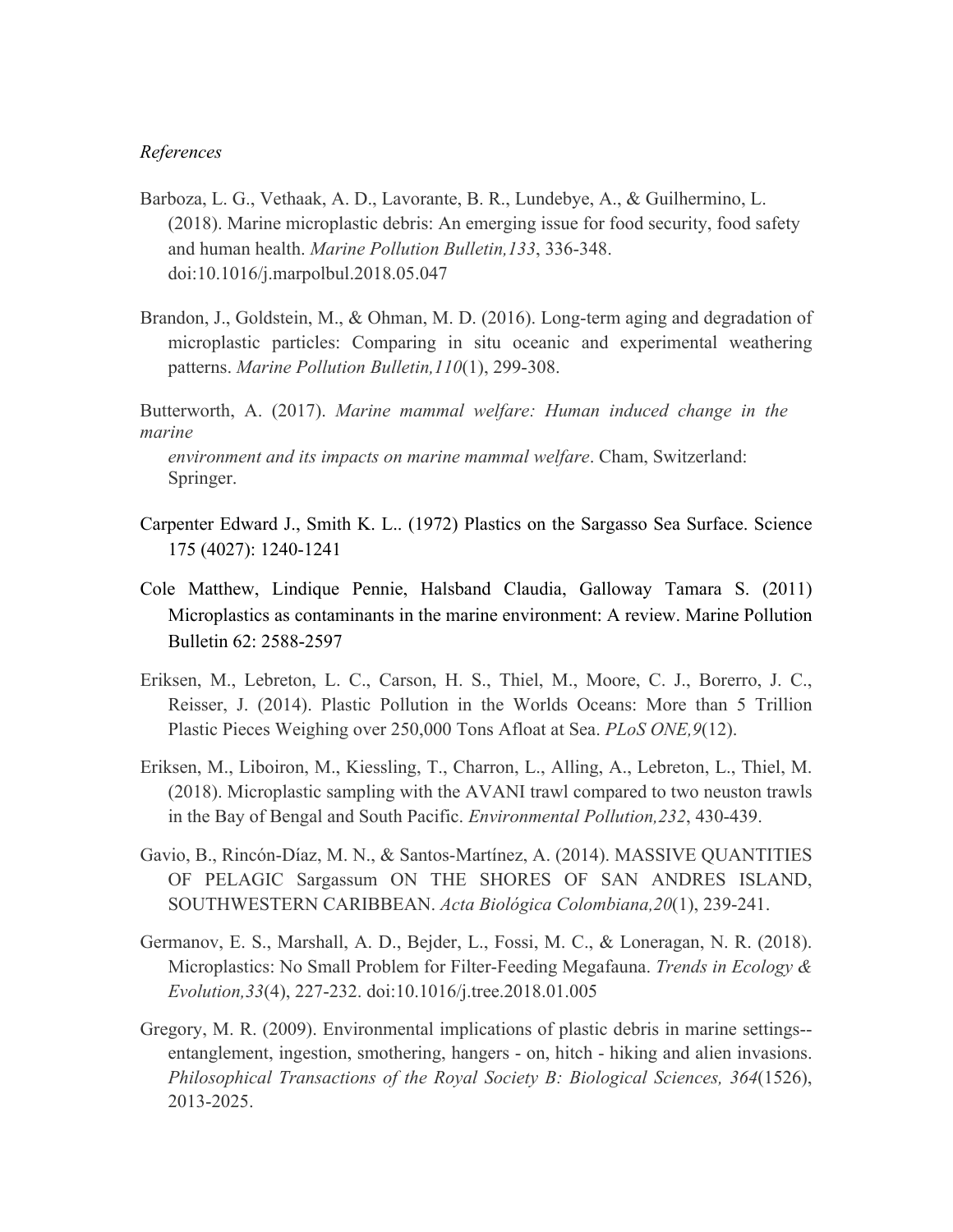*References*

Barboza, L. G., Vethaak, A. D., Lavorante, B. R., Lundebye, A., & Guilhermino, L. (2018). Marine microplastic debris: An emerging issue for food security, food safety and human health. *Marine Pollution Bulletin,133*, 336-348. doi:10.1016/j.marpolbul.2018.05.047

Brandon, J., Goldstein, M., & Ohman, M. D. (2016). Long-term aging and degradation of microplastic particles: Comparing in situ oceanic and experimental weathering patterns. *Marine Pollution Bulletin,110*(1), 299-308.

Butterworth, A. (2017). *Marine mammal welfare: Human induced change in the marine environment and its impacts on marine mammal welfare*. Cham, Switzerland: Springer.

Carpenter Edward J., Smith K. L.. (1972) Plastics on the Sargasso Sea Surface. Science 175 (4027): 1240-1241

Cole Matthew, Lindique Pennie, Halsband Claudia, Galloway Tamara S. (2011) Microplastics as contaminants in the marine environment: A review. Marine Pollution Bulletin 62: 2588-2597

Eriksen, M., Lebreton, L. C., Carson, H. S., Thiel, M., Moore, C. J., Borerro, J. C., Reisser, J. (2014). Plastic Pollution in the Worlds Oceans: More than 5 Trillion Plastic Pieces Weighing over 250,000 Tons Afloat at Sea. *PLoS ONE,9*(12).

Eriksen, M., Liboiron, M., Kiessling, T., Charron, L., Alling, A., Lebreton, L., Thiel, M. (2018). Microplastic sampling with the AVANI trawl compared to two neuston trawls in the Bay of Bengal and South Pacific. *Environmental Pollution,232*, 430-439.

Gavio, B., Rincón-Díaz, M. N., & Santos-Martínez, A. (2014). MASSIVE QUANTITIES OF PELAGIC Sargassum ON THE SHORES OF SAN ANDRES ISLAND, SOUTHWESTERN CARIBBEAN. *Acta Biológica Colombiana,20*(1), 239-241.

Germanov, E. S., Marshall, A. D., Bejder, L., Fossi, M. C., & Loneragan, N. R. (2018). Microplastics: No Small Problem for Filter-Feeding Megafauna. *Trends in Ecology & Evolution,33*(4), 227-232. doi:10.1016/j.tree.2018.01.005

Gregory, M. R. (2009). Environmental implications of plastic debris in marine settings--entanglement, ingestion, smothering, hangers - on, hitch - hiking and alien invasions. *Philosophical Transactions of the Royal Society B: Biological Sciences, 364*(1526), 2013-2025.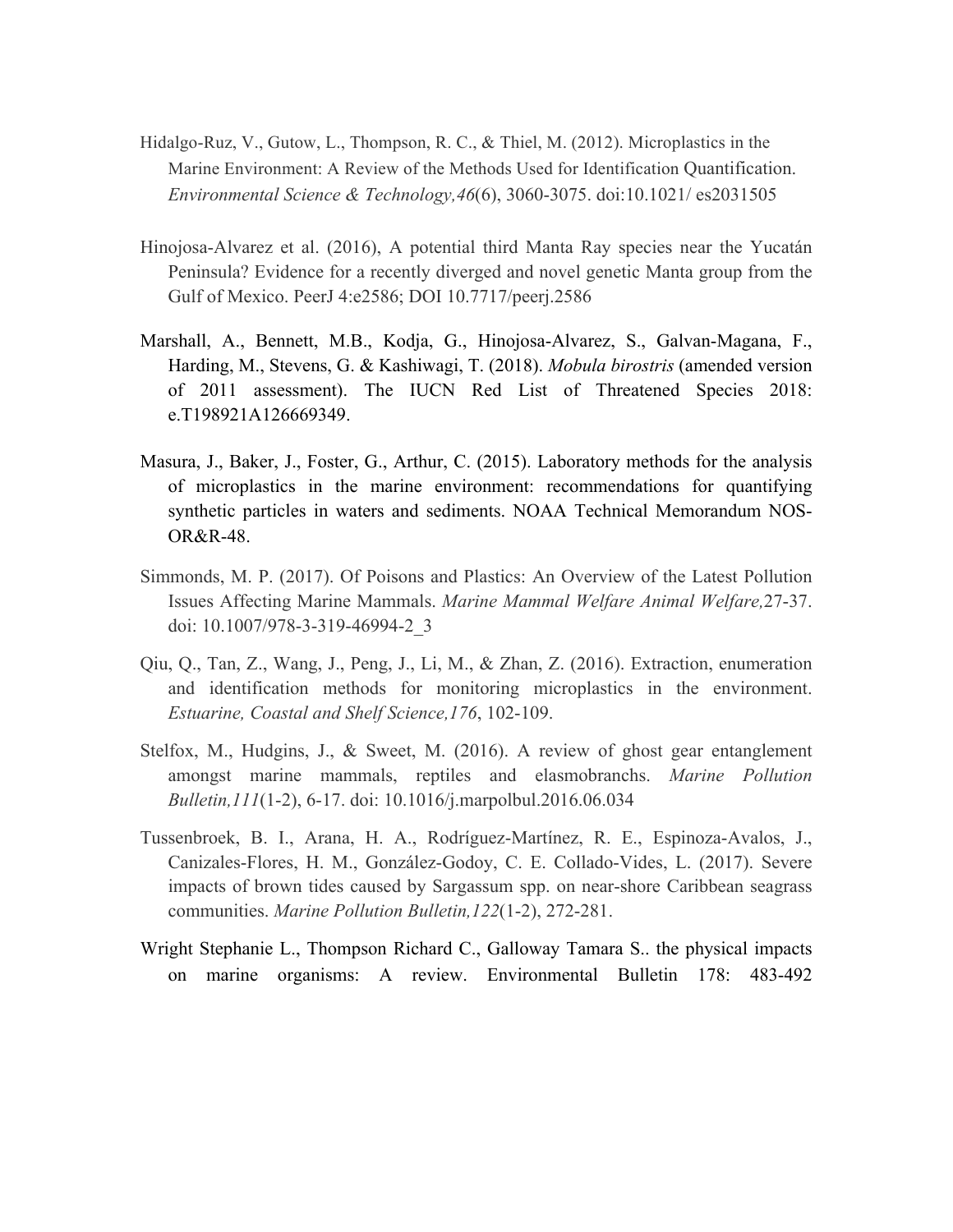Hidalgo-Ruz, V., Gutow, L., Thompson, R. C., & Thiel, M. (2012). Microplastics in the Marine Environment: A Review of the Methods Used for Identification Quantification. *Environmental Science & Technology,46*(6), 3060-3075. doi:10.1021/ es2031505

Hinojosa-Alvarez et al. (2016), A potential third Manta Ray species near the Yucatán Peninsula? Evidence for a recently diverged and novel genetic Manta group from the Gulf of Mexico. PeerJ 4:e2586; DOI 10.7717/peerj.2586

Marshall, A., Bennett, M.B., Kodja, G., Hinojosa-Alvarez, S., Galvan-Magana, F., Harding, M., Stevens, G. & Kashiwagi, T. (2018). *Mobula birostris* (amended version of 2011 assessment). The IUCN Red List of Threatened Species 2018: e.T198921A126669349.

Masura, J., Baker, J., Foster, G., Arthur, C. (2015). Laboratory methods for the analysis of microplastics in the marine environment: recommendations for quantifying synthetic particles in waters and sediments. NOAA Technical Memorandum NOS-OR&R-48.

Simmonds, M. P. (2017). Of Poisons and Plastics: An Overview of the Latest Pollution Issues Affecting Marine Mammals. *Marine Mammal Welfare Animal Welfare,*27-37. doi: 10.1007/978-3-319-46994-2_3

Qiu, Q., Tan, Z., Wang, J., Peng, J., Li, M., & Zhan, Z. (2016). Extraction, enumeration and identification methods for monitoring microplastics in the environment. *Estuarine, Coastal and Shelf Science,176*, 102-109.

Stelfox, M., Hudgins, J., & Sweet, M. (2016). A review of ghost gear entanglement amongst marine mammals, reptiles and elasmobranchs. *Marine Pollution Bulletin,111*(1-2), 6-17. doi: 10.1016/j.marpolbul.2016.06.034

Tussenbroek, B. I., Arana, H. A., Rodríguez-Martínez, R. E., Espinoza-Avalos, J., Canizales-Flores, H. M., González-Godoy, C. E. Collado-Vides, L. (2017). Severe impacts of brown tides caused by Sargassum spp. on near-shore Caribbean seagrass communities. *Marine Pollution Bulletin,122*(1-2), 272-281.

Wright Stephanie L., Thompson Richard C., Galloway Tamara S.. the physical impacts on marine organisms: A review. Environmental Bulletin 178: 483-492